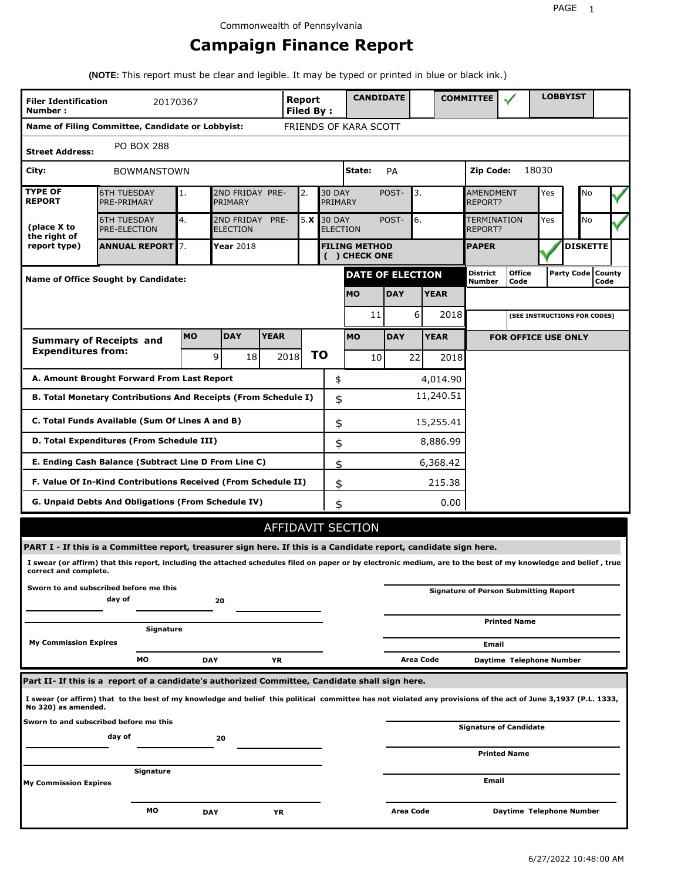Commonwealth of Pennsylvania

# Campaign Finance Report

**(NOTE:** This report must be clear and legible. It may be typed or printed in blue or black ink.)

| **Filer Identification Number :** | 20170367 | **Report Filed By :** | **CANDIDATE** | | **COMMITTEE** | ✓ | **LOBBYIST** | |
|---|---|---|---|---|---|---|---|---|

**Name of Filing Committee, Candidate or Lobbyist:** FRIENDS OF KARA SCOTT

**Street Address:** PO BOX 288

**City:** BOWMANSTOWN **State:** PA **Zip Code:** 18030

| **TYPE OF REPORT** | 6TH TUESDAY PRE-PRIMARY | 1. | 2ND FRIDAY PRE-PRIMARY | 2. | 30 DAY POST-PRIMARY | 3. | AMENDMENT REPORT? | Yes | | No | ✓ |
|---|---|---|---|---|---|---|---|---|---|---|---|
| **(place X to the right of report type)** | 6TH TUESDAY PRE-ELECTION | 4. | 2ND FRIDAY PRE-ELECTION | 5.X | 30 DAY POST-ELECTION | 6. | TERMINATION REPORT? | Yes | | No | ✓ |
| | **ANNUAL REPORT** | 7. | **Year** 2018 | | **FILING METHOD ( ) CHECK ONE** | | **PAPER** | ✓ | **DISKETTE** | | |

**Name of Office Sought by Candidate:**

| **DATE OF ELECTION** | | |
|---|---|---|
| **MO** | **DAY** | **YEAR** |
| 11 | 6 | 2018 |

| District Number | Office Code | Party Code | County Code |
|---|---|---|---|
| | | | |

(SEE INSTRUCTIONS FOR CODES)

| **Summary of Receipts and Expenditures from:** | **MO** | **DAY** | **YEAR** | | **MO** | **DAY** | **YEAR** |
|---|---|---|---|---|---|---|---|
| | 9 | 18 | 2018 | **TO** | 10 | 22 | 2018 |

**FOR OFFICE USE ONLY**

| | | |
|---|---|---|
| **A. Amount Brought Forward From Last Report** | $ | 4,014.90 |
| **B. Total Monetary Contributions And Receipts (From Schedule I)** | $ | 11,240.51 |
| **C. Total Funds Available (Sum Of Lines A and B)** | $ | 15,255.41 |
| **D. Total Expenditures (From Schedule III)** | $ | 8,886.99 |
| **E. Ending Cash Balance (Subtract Line D From Line C)** | $ | 6,368.42 |
| **F. Value Of In-Kind Contributions Received (From Schedule II)** | $ | 215.38 |
| **G. Unpaid Debts And Obligations (From Schedule IV)** | $ | 0.00 |

## AFFIDAVIT SECTION

**PART I - If this is a Committee report, treasurer sign here. If this is a Candidate report, candidate sign here.**

**I swear (or affirm) that this report, including the attached schedules filed on paper or by electronic medium, are to the best of my knowledge and belief , true correct and complete.**

**Sworn to and subscribed before me this** ______ **day of** ______ **20** ______

______ **Signature of Person Submitting Report**

______ **Printed Name**

______ **Signature**

**My Commission Expires** ______ **MO** ______ **DAY** ______ **YR**

______ **Email**

**Area Code** ______ **Daytime Telephone Number**

**Part II- If this is a report of a candidate's authorized Committee, Candidate shall sign here.**

**I swear (or affirm) that to the best of my knowledge and belief this political committee has not violated any provisions of the act of June 3,1937 (P.L. 1333, No 320) as amended.**

**Sworn to and subscribed before me this** ______ **day of** ______ **20** ______

______ **Signature of Candidate**

______ **Printed Name**

______ **Signature**

**My Commission Expires** ______ **MO** ______ **DAY** ______ **YR**

______ **Email**

**Area Code** ______ **Daytime Telephone Number**

6/27/2022 10:48:00 AM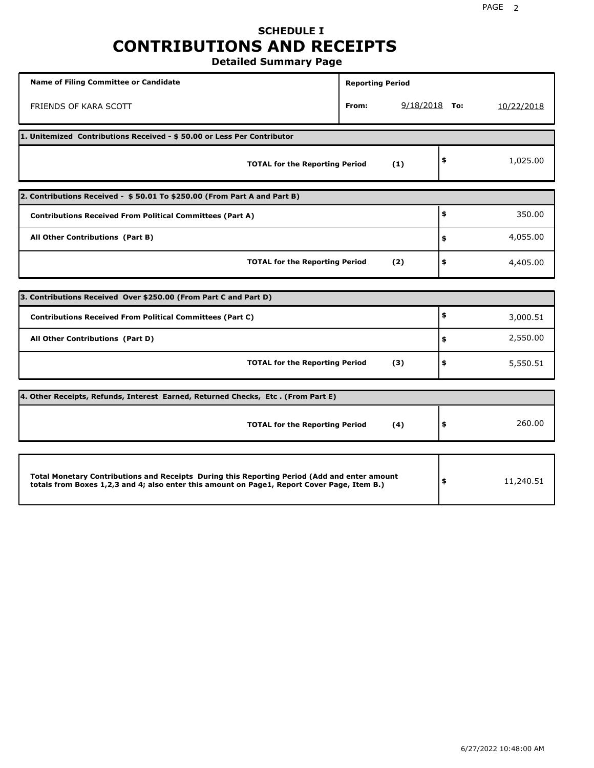# SCHEDULE I
# CONTRIBUTIONS AND RECEIPTS
## Detailed Summary Page

| Name of Filing Committee or Candidate | Reporting Period | |
|---|---|---|
| FRIENDS OF KARA SCOTT | From: 9/18/2018 | To: 10/22/2018 |

**1. Unitemized Contributions Received - $ 50.00 or Less Per Contributor**

| | | |
|---|---|---|
| **TOTAL for the Reporting Period** | **(1)** | $ 1,025.00 |

**2. Contributions Received - $ 50.01 To $250.00 (From Part A and Part B)**

| | | |
|---|---|---|
| **Contributions Received From Political Committees (Part A)** | | $ 350.00 |
| **All Other Contributions (Part B)** | | $ 4,055.00 |
| **TOTAL for the Reporting Period** | **(2)** | $ 4,405.00 |

**3. Contributions Received Over $250.00 (From Part C and Part D)**

| | | |
|---|---|---|
| **Contributions Received From Political Committees (Part C)** | | $ 3,000.51 |
| **All Other Contributions (Part D)** | | $ 2,550.00 |
| **TOTAL for the Reporting Period** | **(3)** | $ 5,550.51 |

**4. Other Receipts, Refunds, Interest Earned, Returned Checks, Etc . (From Part E)**

| | | |
|---|---|---|
| **TOTAL for the Reporting Period** | **(4)** | $ 260.00 |

| | |
|---|---|
| **Total Monetary Contributions and Receipts During this Reporting Period (Add and enter amount totals from Boxes 1,2,3 and 4; also enter this amount on Page1, Report Cover Page, Item B.)** | $ 11,240.51 |

6/27/2022 10:48:00 AM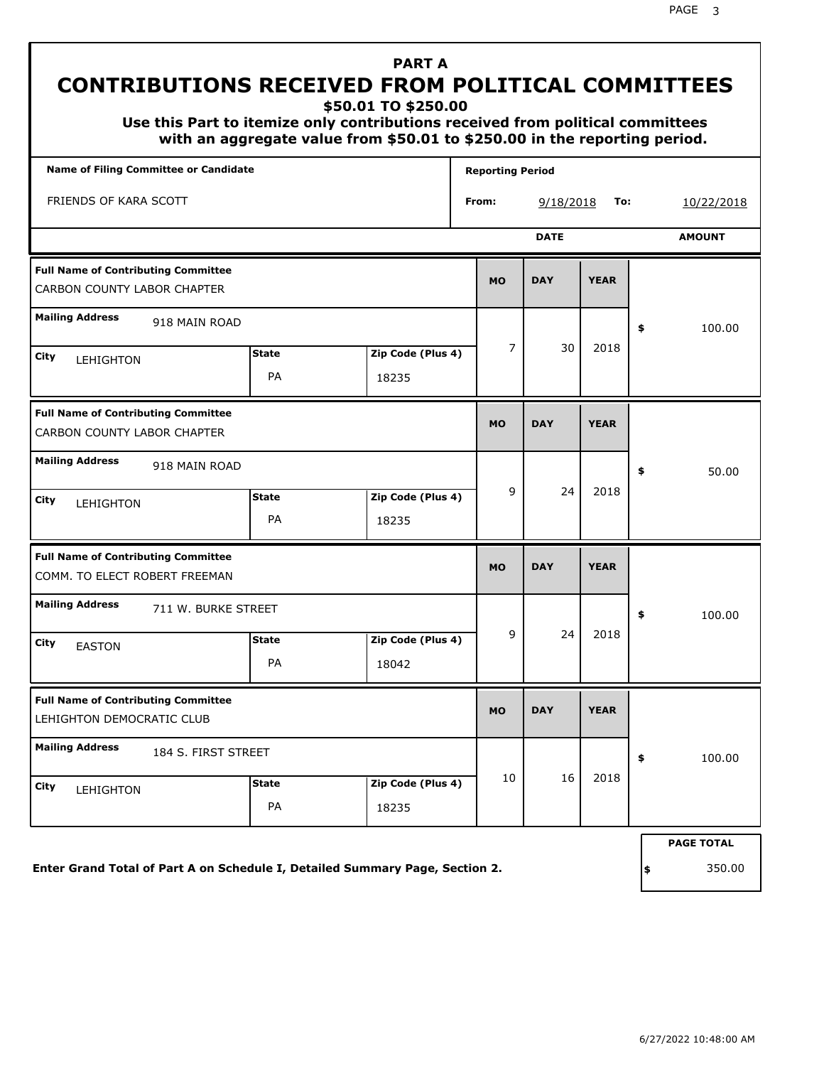# PART A
## CONTRIBUTIONS RECEIVED FROM POLITICAL COMMITTEES
### $50.01 TO $250.00

**Use this Part to itemize only contributions received from political committees with an aggregate value from $50.01 to $250.00 in the reporting period.**

| Name of Filing Committee or Candidate | Reporting Period | |
|---|---|---|
| FRIENDS OF KARA SCOTT | From: 9/18/2018 | To: 10/22/2018 |

| Full Name of Contributing Committee | Mailing Address | City | State | Zip Code (Plus 4) | MO | DAY | YEAR | AMOUNT |
|---|---|---|---|---|---|---|---|---|
| CARBON COUNTY LABOR CHAPTER | 918 MAIN ROAD | LEHIGHTON | PA | 18235 | 7 | 30 | 2018 | $ 100.00 |
| CARBON COUNTY LABOR CHAPTER | 918 MAIN ROAD | LEHIGHTON | PA | 18235 | 9 | 24 | 2018 | $ 50.00 |
| COMM. TO ELECT ROBERT FREEMAN | 711 W. BURKE STREET | EASTON | PA | 18042 | 9 | 24 | 2018 | $ 100.00 |
| LEHIGHTON DEMOCRATIC CLUB | 184 S. FIRST STREET | LEHIGHTON | PA | 18235 | 10 | 16 | 2018 | $ 100.00 |

**Enter Grand Total of Part A on Schedule I, Detailed Summary Page, Section 2.**

**PAGE TOTAL** $ 350.00

6/27/2022 10:48:00 AM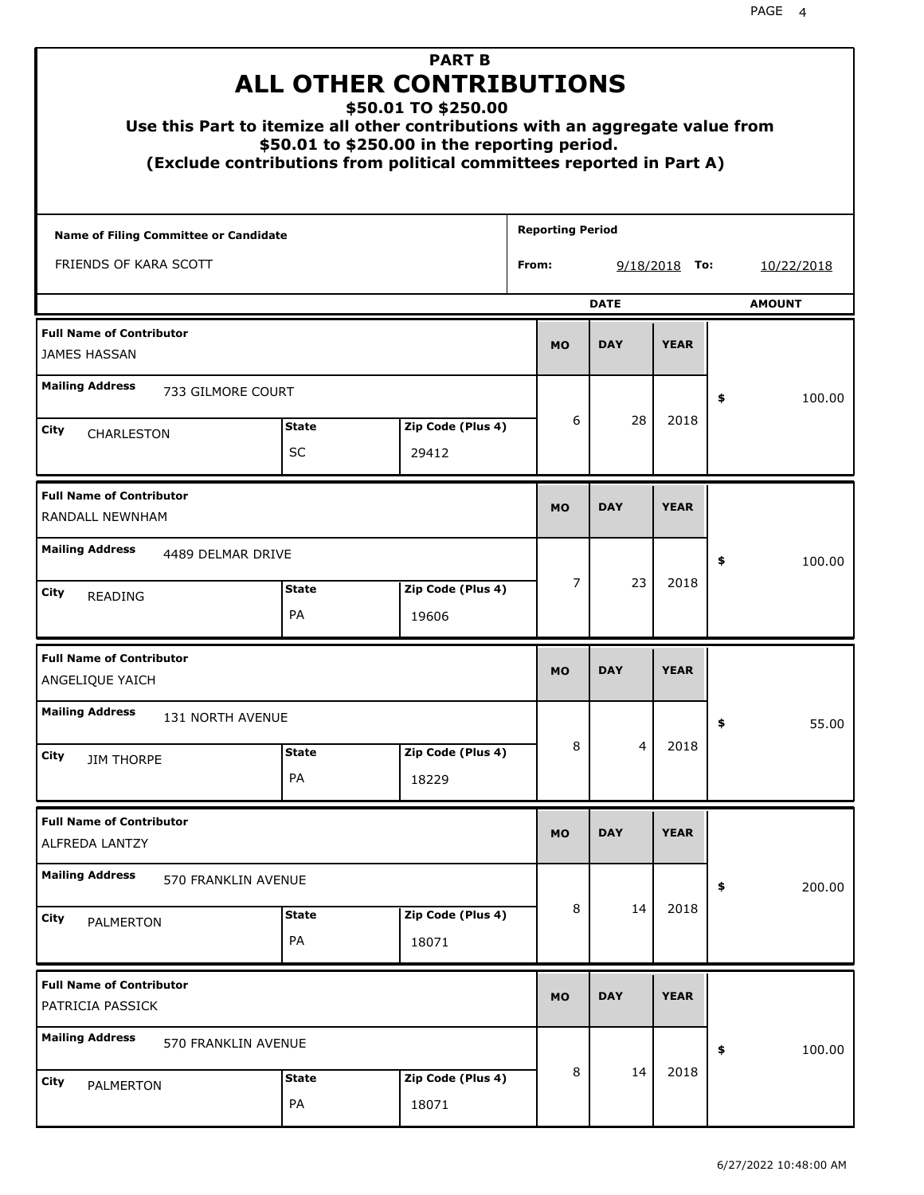# PART B
# ALL OTHER CONTRIBUTIONS
## $50.01 TO $250.00

**Use this Part to itemize all other contributions with an aggregate value from $50.01 to $250.00 in the reporting period.**
**(Exclude contributions from political committees reported in Part A)**

| Name of Filing Committee or Candidate | Reporting Period |
|---|---|
| FRIENDS OF KARA SCOTT | From: 9/18/2018 To: 10/22/2018 |

| Full Name of Contributor | Mailing Address | City | State | Zip Code (Plus 4) | MO | DAY | YEAR | AMOUNT |
|---|---|---|---|---|---|---|---|---|
| JAMES HASSAN | 733 GILMORE COURT | CHARLESTON | SC | 29412 | 6 | 28 | 2018 | $ 100.00 |
| RANDALL NEWNHAM | 4489 DELMAR DRIVE | READING | PA | 19606 | 7 | 23 | 2018 | $ 100.00 |
| ANGELIQUE YAICH | 131 NORTH AVENUE | JIM THORPE | PA | 18229 | 8 | 4 | 2018 | $ 55.00 |
| ALFREDA LANTZY | 570 FRANKLIN AVENUE | PALMERTON | PA | 18071 | 8 | 14 | 2018 | $ 200.00 |
| PATRICIA PASSICK | 570 FRANKLIN AVENUE | PALMERTON | PA | 18071 | 8 | 14 | 2018 | $ 100.00 |

6/27/2022 10:48:00 AM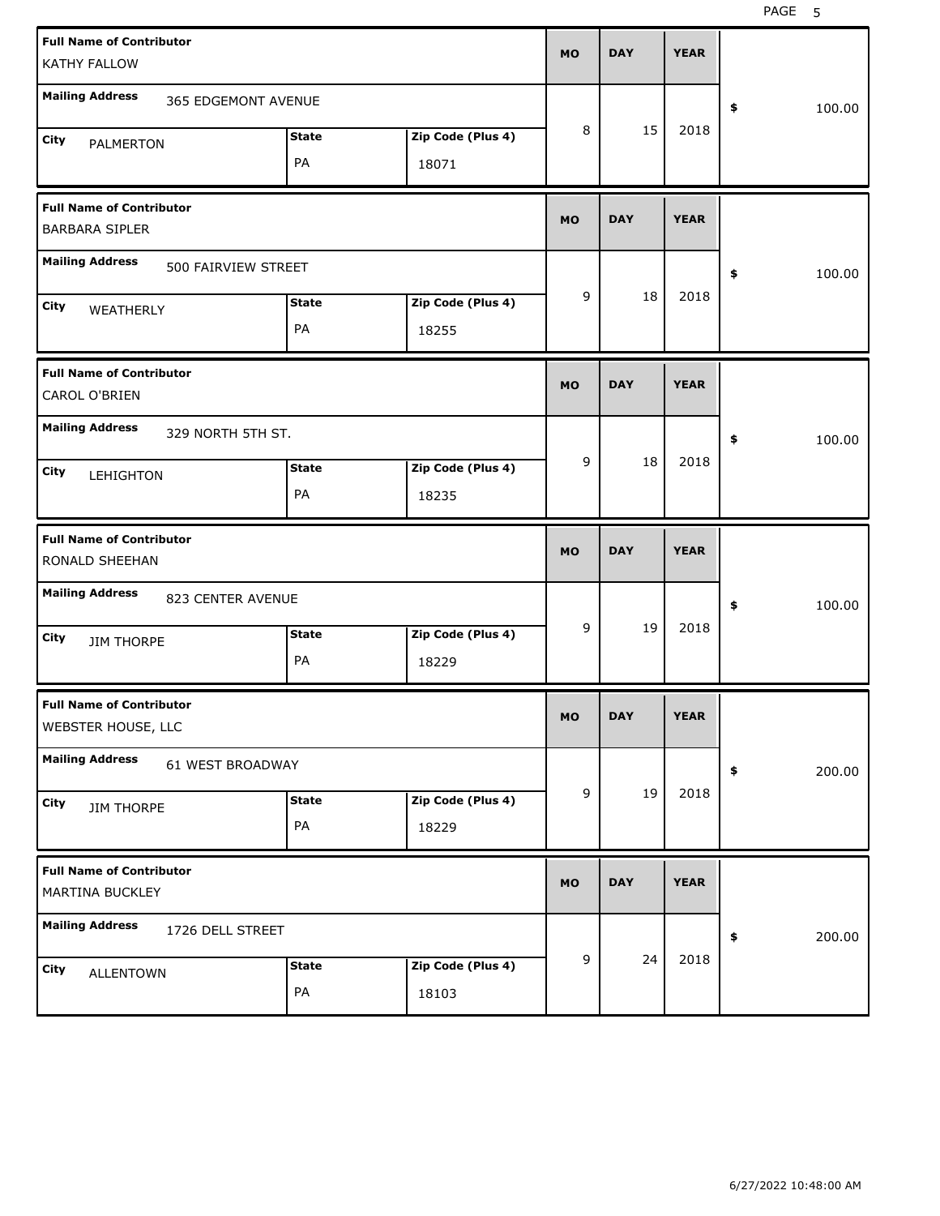| Full Name of Contributor | Mailing Address | City | State | Zip Code (Plus 4) | MO | DAY | YEAR | $ |
|---|---|---|---|---|---|---|---|---|
| KATHY FALLOW | 365 EDGEMONT AVENUE | PALMERTON | PA | 18071 | 8 | 15 | 2018 | 100.00 |
| BARBARA SIPLER | 500 FAIRVIEW STREET | WEATHERLY | PA | 18255 | 9 | 18 | 2018 | 100.00 |
| CAROL O'BRIEN | 329 NORTH 5TH ST. | LEHIGHTON | PA | 18235 | 9 | 18 | 2018 | 100.00 |
| RONALD SHEEHAN | 823 CENTER AVENUE | JIM THORPE | PA | 18229 | 9 | 19 | 2018 | 100.00 |
| WEBSTER HOUSE, LLC | 61 WEST BROADWAY | JIM THORPE | PA | 18229 | 9 | 19 | 2018 | 200.00 |
| MARTINA BUCKLEY | 1726 DELL STREET | ALLENTOWN | PA | 18103 | 9 | 24 | 2018 | 200.00 |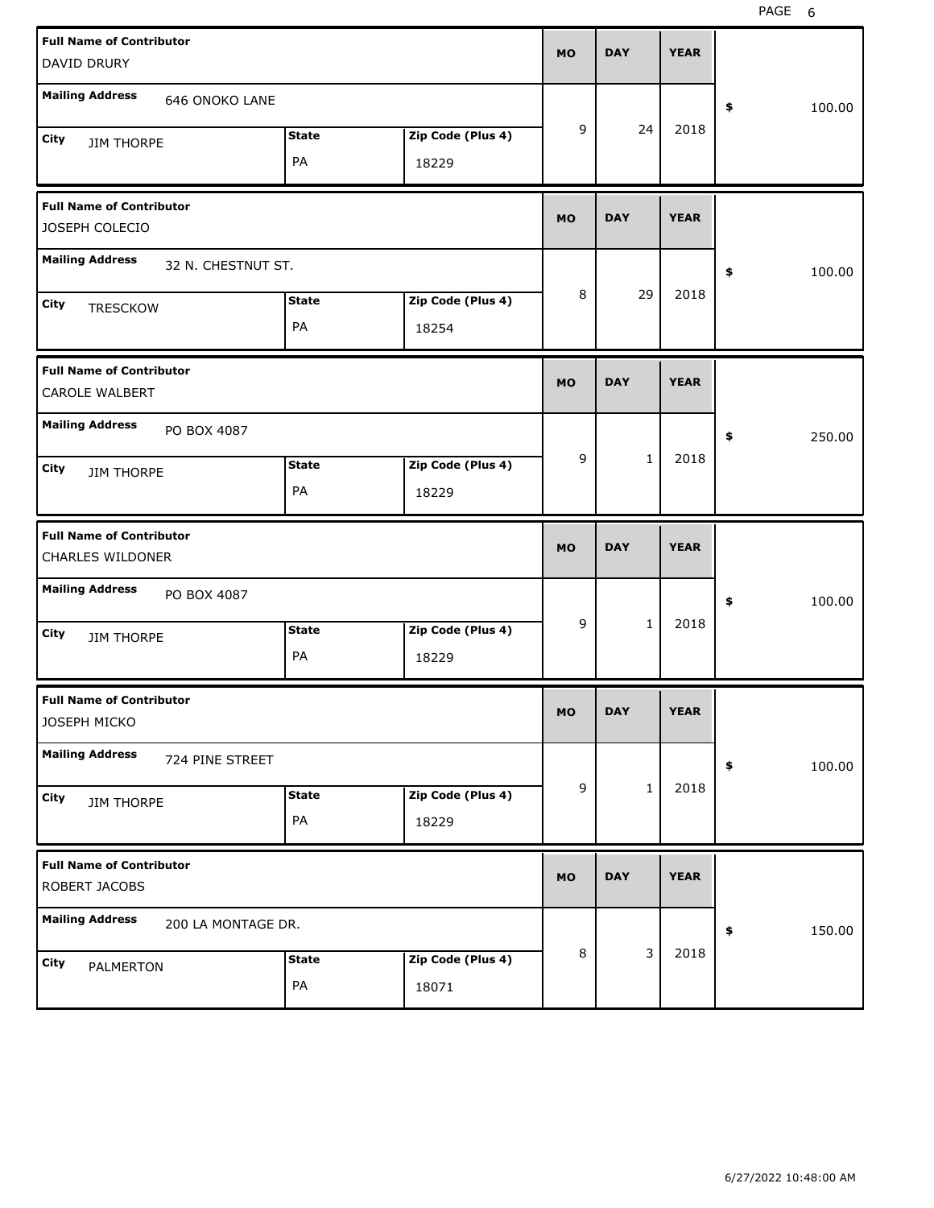| Full Name of Contributor | Mailing Address | City | State | Zip Code (Plus 4) | MO | DAY | YEAR | $ |
|---|---|---|---|---|---|---|---|---|
| DAVID DRURY | 646 ONOKO LANE | JIM THORPE | PA | 18229 | 9 | 24 | 2018 | 100.00 |
| JOSEPH COLECIO | 32 N. CHESTNUT ST. | TRESCKOW | PA | 18254 | 8 | 29 | 2018 | 100.00 |
| CAROLE WALBERT | PO BOX 4087 | JIM THORPE | PA | 18229 | 9 | 1 | 2018 | 250.00 |
| CHARLES WILDONER | PO BOX 4087 | JIM THORPE | PA | 18229 | 9 | 1 | 2018 | 100.00 |
| JOSEPH MICKO | 724 PINE STREET | JIM THORPE | PA | 18229 | 9 | 1 | 2018 | 100.00 |
| ROBERT JACOBS | 200 LA MONTAGE DR. | PALMERTON | PA | 18071 | 8 | 3 | 2018 | 150.00 |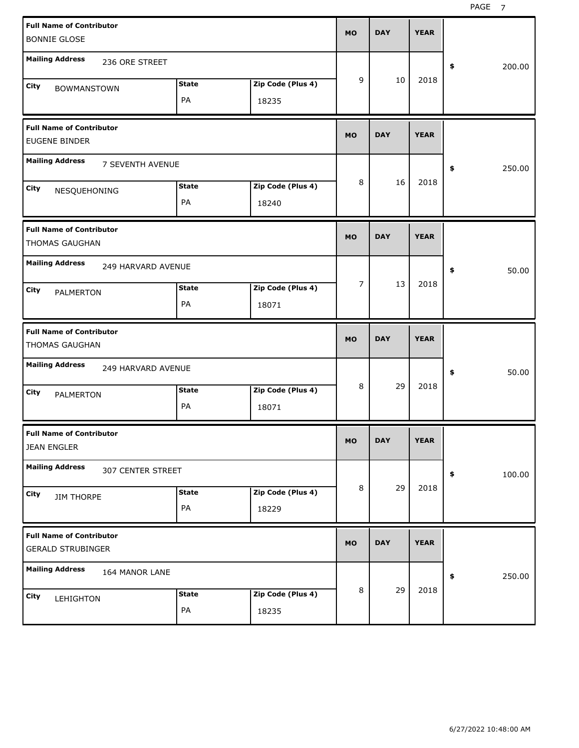| Full Name of Contributor | Mailing Address | City | State | Zip Code (Plus 4) | MO | DAY | YEAR | $ |
|---|---|---|---|---|---|---|---|---|
| BONNIE GLOSE | 236 ORE STREET | BOWMANSTOWN | PA | 18235 | 9 | 10 | 2018 | 200.00 |
| EUGENE BINDER | 7 SEVENTH AVENUE | NESQUEHONING | PA | 18240 | 8 | 16 | 2018 | 250.00 |
| THOMAS GAUGHAN | 249 HARVARD AVENUE | PALMERTON | PA | 18071 | 7 | 13 | 2018 | 50.00 |
| THOMAS GAUGHAN | 249 HARVARD AVENUE | PALMERTON | PA | 18071 | 8 | 29 | 2018 | 50.00 |
| JEAN ENGLER | 307 CENTER STREET | JIM THORPE | PA | 18229 | 8 | 29 | 2018 | 100.00 |
| GERALD STRUBINGER | 164 MANOR LANE | LEHIGHTON | PA | 18235 | 8 | 29 | 2018 | 250.00 |

6/27/2022 10:48:00 AM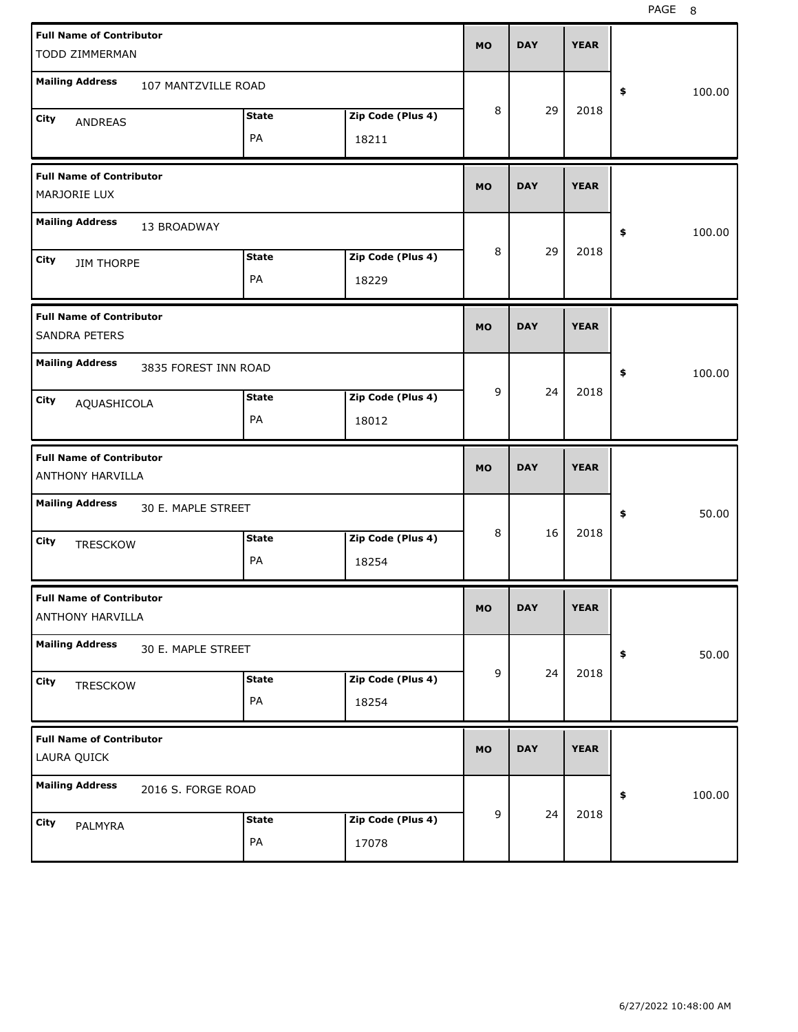| Full Name of Contributor | Mailing Address | City | State | Zip Code (Plus 4) | MO | DAY | YEAR | $ |
| --- | --- | --- | --- | --- | --- | --- | --- | --- |
| TODD ZIMMERMAN | 107 MANTZVILLE ROAD | ANDREAS | PA | 18211 | 8 | 29 | 2018 | 100.00 |
| MARJORIE LUX | 13 BROADWAY | JIM THORPE | PA | 18229 | 8 | 29 | 2018 | 100.00 |
| SANDRA PETERS | 3835 FOREST INN ROAD | AQUASHICOLA | PA | 18012 | 9 | 24 | 2018 | 100.00 |
| ANTHONY HARVILLA | 30 E. MAPLE STREET | TRESCKOW | PA | 18254 | 8 | 16 | 2018 | 50.00 |
| ANTHONY HARVILLA | 30 E. MAPLE STREET | TRESCKOW | PA | 18254 | 9 | 24 | 2018 | 50.00 |
| LAURA QUICK | 2016 S. FORGE ROAD | PALMYRA | PA | 17078 | 9 | 24 | 2018 | 100.00 |

6/27/2022 10:48:00 AM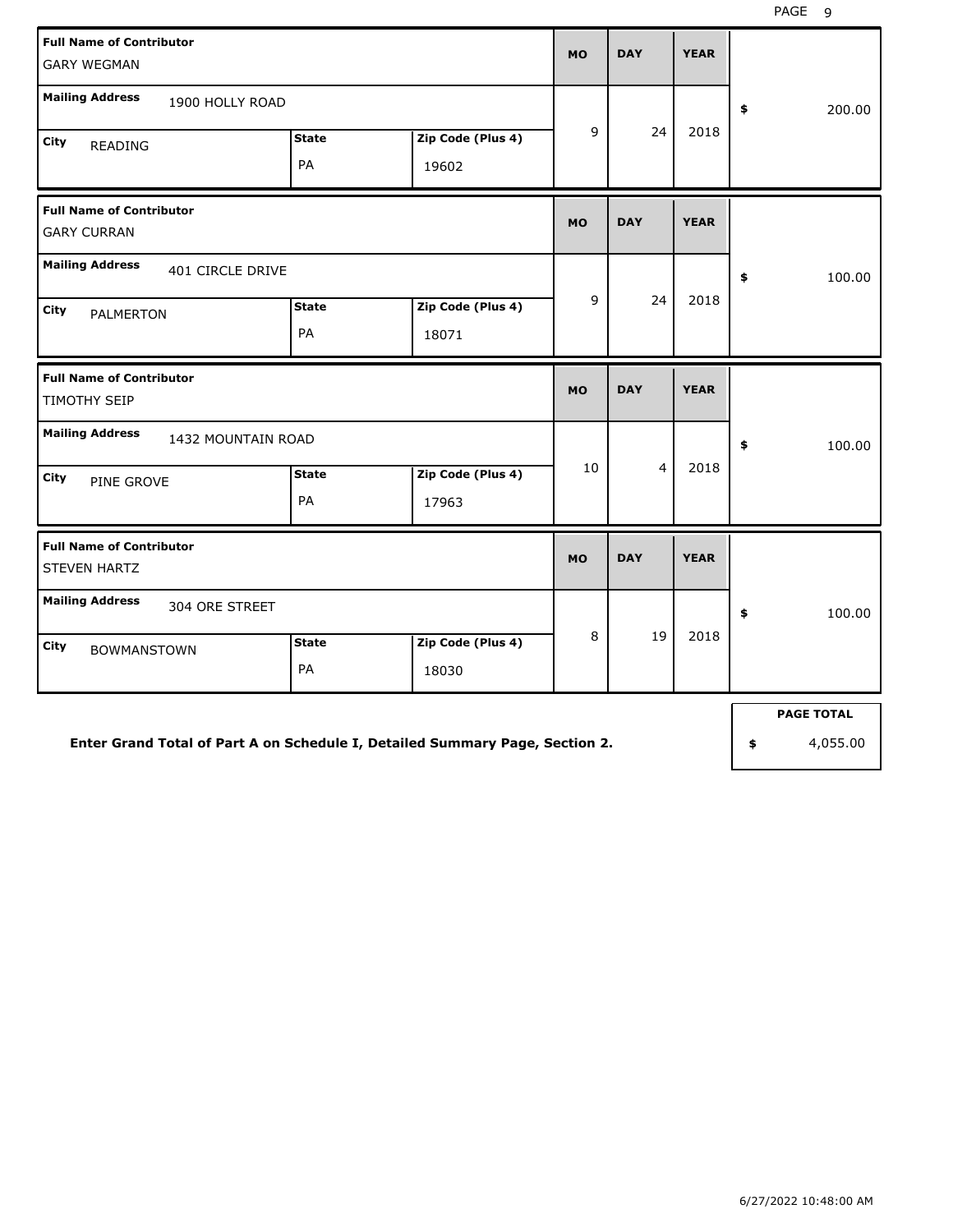| Full Name of Contributor | Mailing Address | City | State | Zip Code (Plus 4) | MO | DAY | YEAR | Amount |
|---|---|---|---|---|---|---|---|---|
| GARY WEGMAN | 1900 HOLLY ROAD | READING | PA | 19602 | 9 | 24 | 2018 | $ 200.00 |
| GARY CURRAN | 401 CIRCLE DRIVE | PALMERTON | PA | 18071 | 9 | 24 | 2018 | $ 100.00 |
| TIMOTHY SEIP | 1432 MOUNTAIN ROAD | PINE GROVE | PA | 17963 | 10 | 4 | 2018 | $ 100.00 |
| STEVEN HARTZ | 304 ORE STREET | BOWMANSTOWN | PA | 18030 | 8 | 19 | 2018 | $ 100.00 |

**Enter Grand Total of Part A on Schedule I, Detailed Summary Page, Section 2.**

| PAGE TOTAL |
|---|
| $ 4,055.00 |

6/27/2022 10:48:00 AM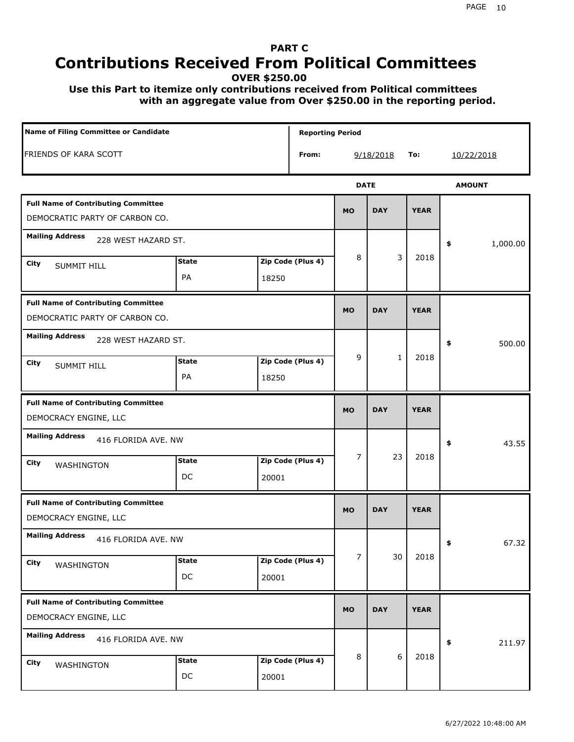## PART C

# Contributions Received From Political Committees

**OVER $250.00**

**Use this Part to itemize only contributions received from Political committees with an aggregate value from Over $250.00 in the reporting period.**

| Name of Filing Committee or Candidate | Reporting Period | | | |
|---|---|---|---|---|
| FRIENDS OF KARA SCOTT | From: | 9/18/2018 | To: | 10/22/2018 |

| Full Name of Contributing Committee | Mailing Address | City | State | Zip Code (Plus 4) | MO | DAY | YEAR | AMOUNT |
|---|---|---|---|---|---|---|---|---|
| DEMOCRATIC PARTY OF CARBON CO. | 228 WEST HAZARD ST. | SUMMIT HILL | PA | 18250 | 8 | 3 | 2018 | $ 1,000.00 |
| DEMOCRATIC PARTY OF CARBON CO. | 228 WEST HAZARD ST. | SUMMIT HILL | PA | 18250 | 9 | 1 | 2018 | $ 500.00 |
| DEMOCRACY ENGINE, LLC | 416 FLORIDA AVE. NW | WASHINGTON | DC | 20001 | 7 | 23 | 2018 | $ 43.55 |
| DEMOCRACY ENGINE, LLC | 416 FLORIDA AVE. NW | WASHINGTON | DC | 20001 | 7 | 30 | 2018 | $ 67.32 |
| DEMOCRACY ENGINE, LLC | 416 FLORIDA AVE. NW | WASHINGTON | DC | 20001 | 8 | 6 | 2018 | $ 211.97 |

6/27/2022 10:48:00 AM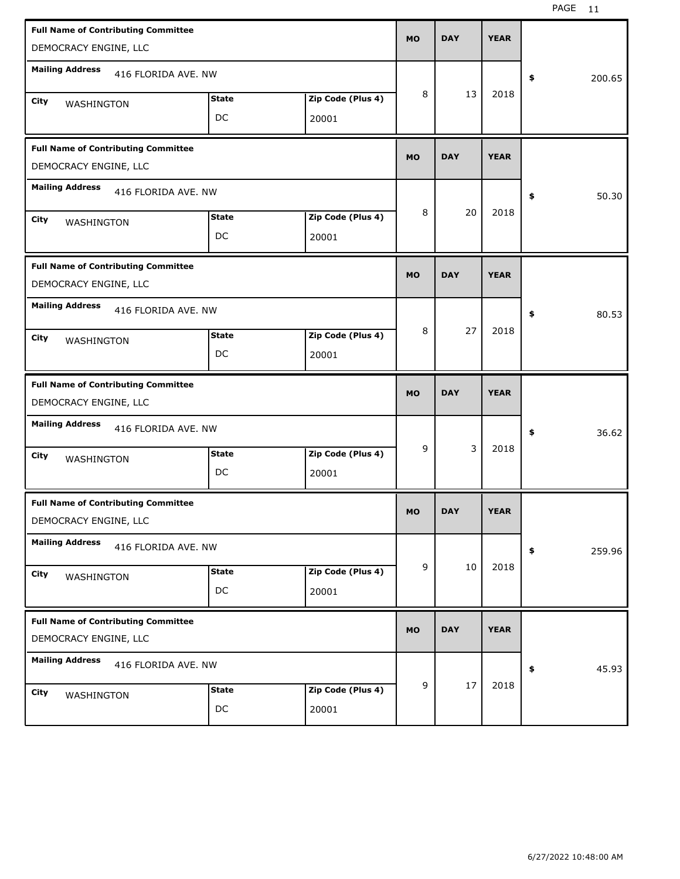| Full Name of Contributing Committee | Mailing Address | City | State | Zip Code (Plus 4) | MO | DAY | YEAR | $ |
|---|---|---|---|---|---|---|---|---|
| DEMOCRACY ENGINE, LLC | 416 FLORIDA AVE. NW | WASHINGTON | DC | 20001 | 8 | 13 | 2018 | 200.65 |
| DEMOCRACY ENGINE, LLC | 416 FLORIDA AVE. NW | WASHINGTON | DC | 20001 | 8 | 20 | 2018 | 50.30 |
| DEMOCRACY ENGINE, LLC | 416 FLORIDA AVE. NW | WASHINGTON | DC | 20001 | 8 | 27 | 2018 | 80.53 |
| DEMOCRACY ENGINE, LLC | 416 FLORIDA AVE. NW | WASHINGTON | DC | 20001 | 9 | 3 | 2018 | 36.62 |
| DEMOCRACY ENGINE, LLC | 416 FLORIDA AVE. NW | WASHINGTON | DC | 20001 | 9 | 10 | 2018 | 259.96 |
| DEMOCRACY ENGINE, LLC | 416 FLORIDA AVE. NW | WASHINGTON | DC | 20001 | 9 | 17 | 2018 | 45.93 |

6/27/2022 10:48:00 AM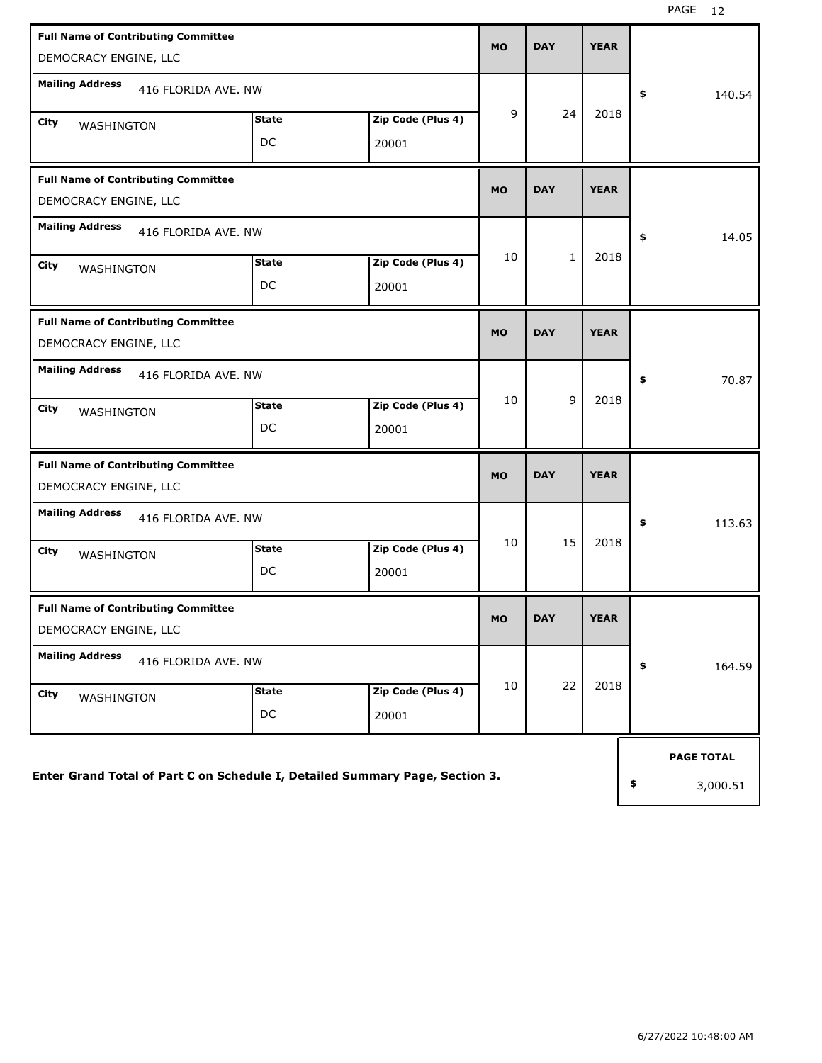| Full Name of Contributing Committee | Mailing Address | City | State | Zip Code (Plus 4) | MO | DAY | YEAR | Amount |
|---|---|---|---|---|---|---|---|---|
| DEMOCRACY ENGINE, LLC | 416 FLORIDA AVE. NW | WASHINGTON | DC | 20001 | 9 | 24 | 2018 | $ 140.54 |
| DEMOCRACY ENGINE, LLC | 416 FLORIDA AVE. NW | WASHINGTON | DC | 20001 | 10 | 1 | 2018 | $ 14.05 |
| DEMOCRACY ENGINE, LLC | 416 FLORIDA AVE. NW | WASHINGTON | DC | 20001 | 10 | 9 | 2018 | $ 70.87 |
| DEMOCRACY ENGINE, LLC | 416 FLORIDA AVE. NW | WASHINGTON | DC | 20001 | 10 | 15 | 2018 | $ 113.63 |
| DEMOCRACY ENGINE, LLC | 416 FLORIDA AVE. NW | WASHINGTON | DC | 20001 | 10 | 22 | 2018 | $ 164.59 |

**Enter Grand Total of Part C on Schedule I, Detailed Summary Page, Section 3.**

| PAGE TOTAL |
|---|
| $ 3,000.51 |

6/27/2022 10:48:00 AM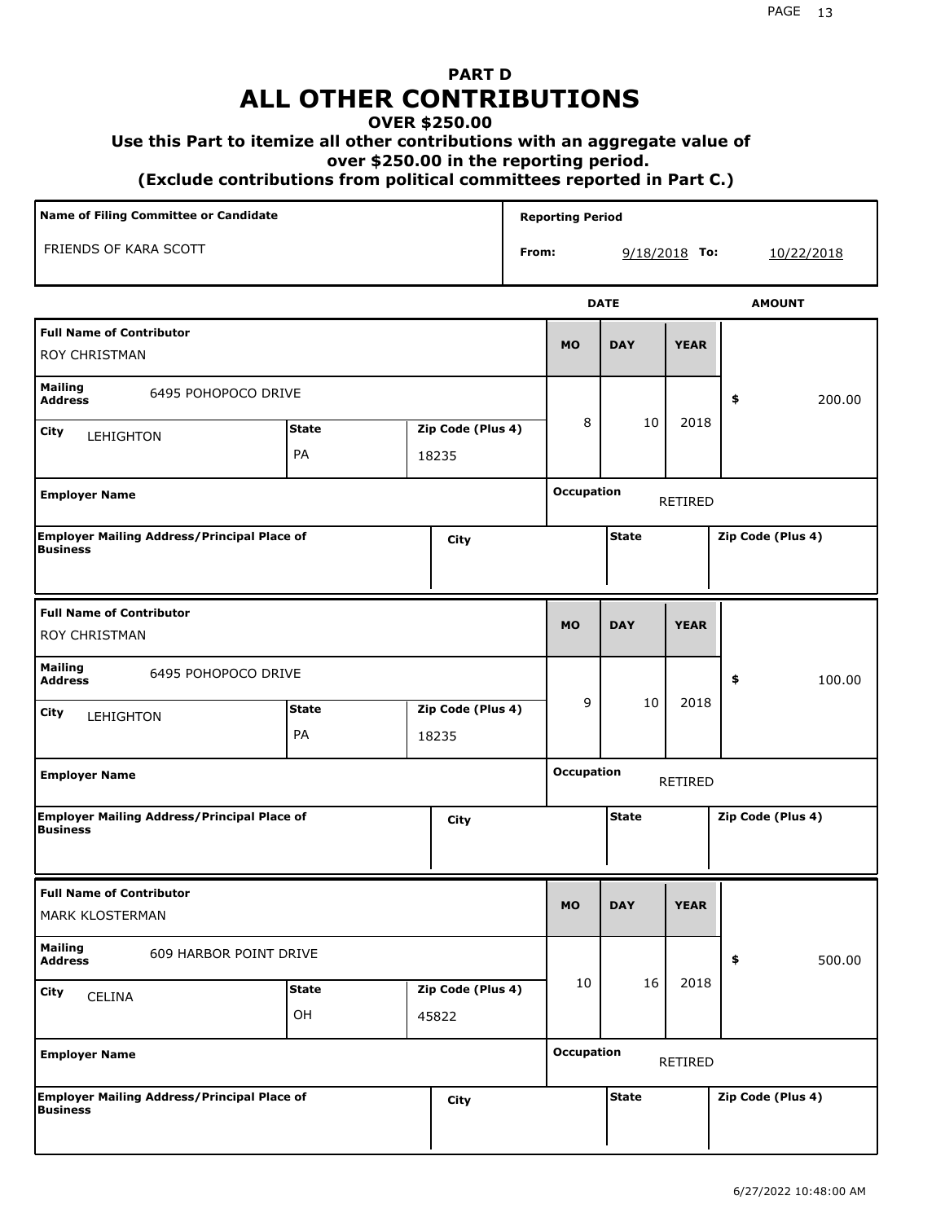# PART D
# ALL OTHER CONTRIBUTIONS
### OVER $250.00
### Use this Part to itemize all other contributions with an aggregate value of over $250.00 in the reporting period.
### (Exclude contributions from political committees reported in Part C.)

| Name of Filing Committee or Candidate | Reporting Period From | To |
|---|---|---|
| FRIENDS OF KARA SCOTT | 9/18/2018 | 10/22/2018 |

| Full Name of Contributor | Mailing Address | City | State | Zip Code (Plus 4) | MO | DAY | YEAR | AMOUNT | Employer Name | Occupation | Employer Mailing Address/Principal Place of Business | City | State | Zip Code (Plus 4) |
|---|---|---|---|---|---|---|---|---|---|---|---|---|---|---|
| ROY CHRISTMAN | 6495 POHOPOCO DRIVE | LEHIGHTON | PA | 18235 | 8 | 10 | 2018 | $ 200.00 | | RETIRED | | | | |
| ROY CHRISTMAN | 6495 POHOPOCO DRIVE | LEHIGHTON | PA | 18235 | 9 | 10 | 2018 | $ 100.00 | | RETIRED | | | | |
| MARK KLOSTERMAN | 609 HARBOR POINT DRIVE | CELINA | OH | 45822 | 10 | 16 | 2018 | $ 500.00 | | RETIRED | | | | |

6/27/2022 10:48:00 AM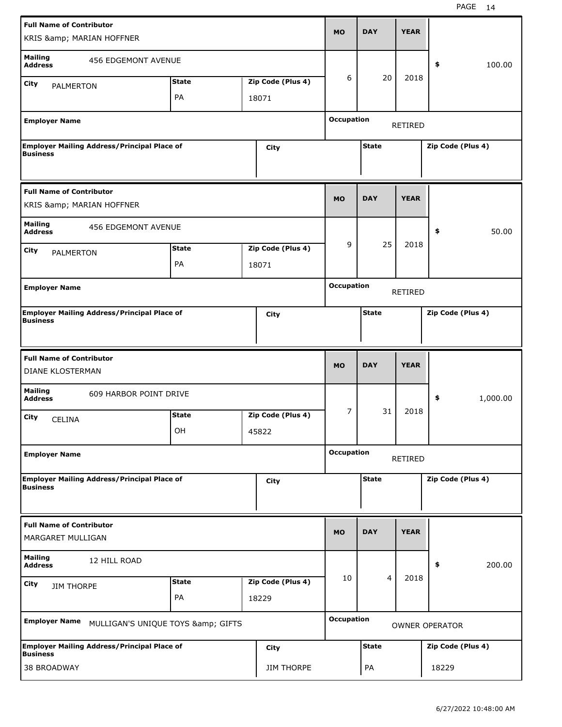| Full Name of Contributor | | | MO | DAY | YEAR | |
|---|---|---|---|---|---|---|
| KRIS &amp; MARIAN HOFFNER | | | | | | |
| Mailing Address: 456 EDGEMONT AVENUE | | | 6 | 20 | 2018 | $ 100.00 |
| City: PALMERTON | State: PA | Zip Code (Plus 4): 18071 | | | | |
| Employer Name | | | Occupation: RETIRED | | | |
| Employer Mailing Address/Principal Place of Business | City | | State | | | Zip Code (Plus 4) |

| Full Name of Contributor | | | MO | DAY | YEAR | |
|---|---|---|---|---|---|---|
| KRIS &amp; MARIAN HOFFNER | | | | | | |
| Mailing Address: 456 EDGEMONT AVENUE | | | 9 | 25 | 2018 | $ 50.00 |
| City: PALMERTON | State: PA | Zip Code (Plus 4): 18071 | | | | |
| Employer Name | | | Occupation: RETIRED | | | |
| Employer Mailing Address/Principal Place of Business | City | | State | | | Zip Code (Plus 4) |

| Full Name of Contributor | | | MO | DAY | YEAR | |
|---|---|---|---|---|---|---|
| DIANE KLOSTERMAN | | | | | | |
| Mailing Address: 609 HARBOR POINT DRIVE | | | 7 | 31 | 2018 | $ 1,000.00 |
| City: CELINA | State: OH | Zip Code (Plus 4): 45822 | | | | |
| Employer Name | | | Occupation: RETIRED | | | |
| Employer Mailing Address/Principal Place of Business | City | | State | | | Zip Code (Plus 4) |

| Full Name of Contributor | | | MO | DAY | YEAR | |
|---|---|---|---|---|---|---|
| MARGARET MULLIGAN | | | | | | |
| Mailing Address: 12 HILL ROAD | | | 10 | 4 | 2018 | $ 200.00 |
| City: JIM THORPE | State: PA | Zip Code (Plus 4): 18229 | | | | |
| Employer Name: MULLIGAN'S UNIQUE TOYS &amp; GIFTS | | | Occupation: OWNER OPERATOR | | | |
| Employer Mailing Address/Principal Place of Business: 38 BROADWAY | City: JIM THORPE | | State: PA | | | Zip Code (Plus 4): 18229 |

6/27/2022 10:48:00 AM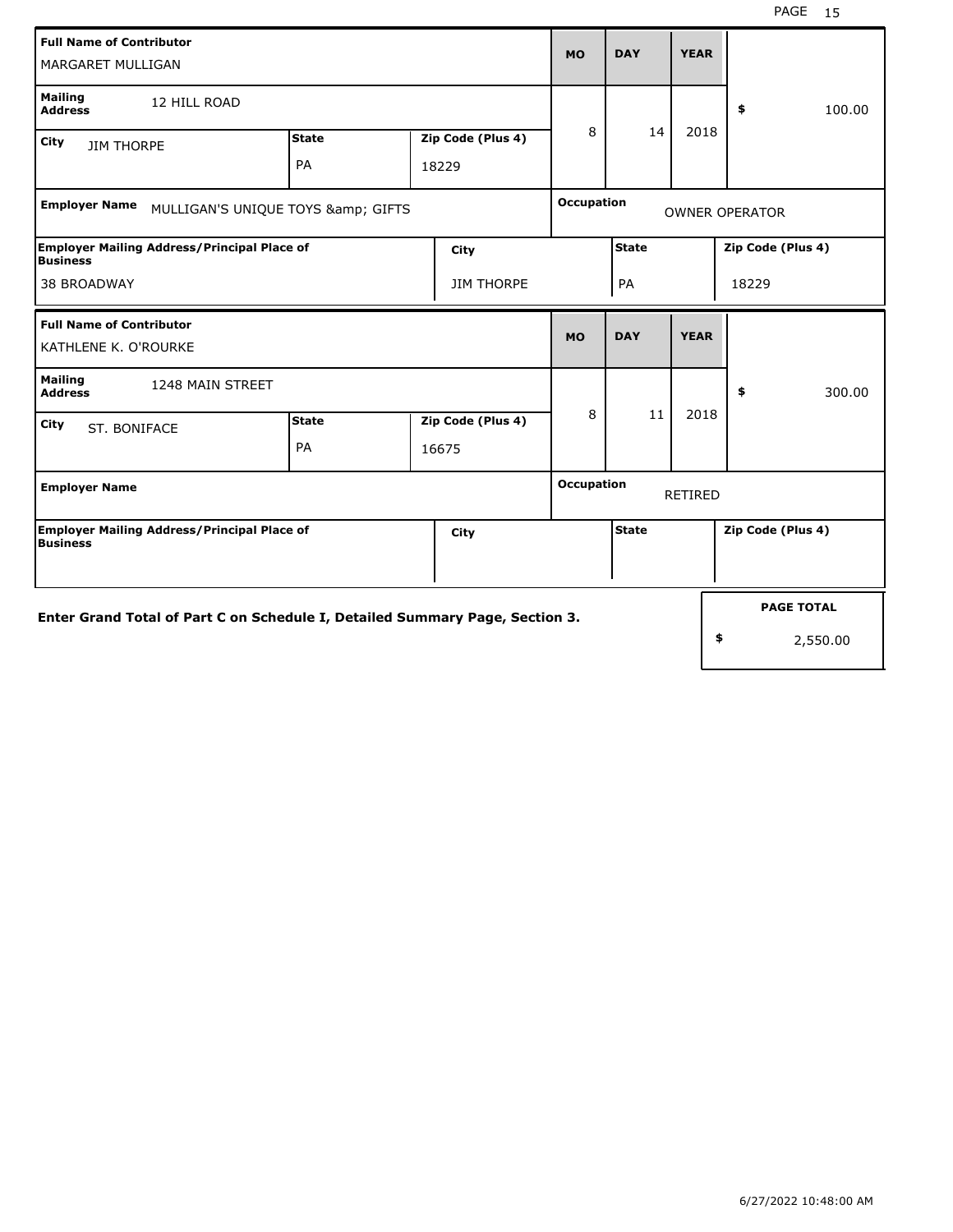| Full Name of Contributor | | | MO | DAY | YEAR | |
|---|---|---|---|---|---|---|
| MARGARET MULLIGAN | | | | | | |
| Mailing Address: 12 HILL ROAD | | | 8 | 14 | 2018 | $ 100.00 |
| City: JIM THORPE | State: PA | Zip Code (Plus 4): 18229 | | | | |
| Employer Name: MULLIGAN'S UNIQUE TOYS &amp; GIFTS | | | Occupation: OWNER OPERATOR | | | |
| Employer Mailing Address/Principal Place of Business: 38 BROADWAY | | City: JIM THORPE | State: PA | | Zip Code (Plus 4): 18229 | |

| Full Name of Contributor | | | MO | DAY | YEAR | |
|---|---|---|---|---|---|---|
| KATHLENE K. O'ROURKE | | | | | | |
| Mailing Address: 1248 MAIN STREET | | | 8 | 11 | 2018 | $ 300.00 |
| City: ST. BONIFACE | State: PA | Zip Code (Plus 4): 16675 | | | | |
| Employer Name: | | | Occupation: RETIRED | | | |
| Employer Mailing Address/Principal Place of Business: | | City: | State: | | Zip Code (Plus 4): | |

**Enter Grand Total of Part C on Schedule I, Detailed Summary Page, Section 3.**

| PAGE TOTAL |
|---|
| $ 2,550.00 |

6/27/2022 10:48:00 AM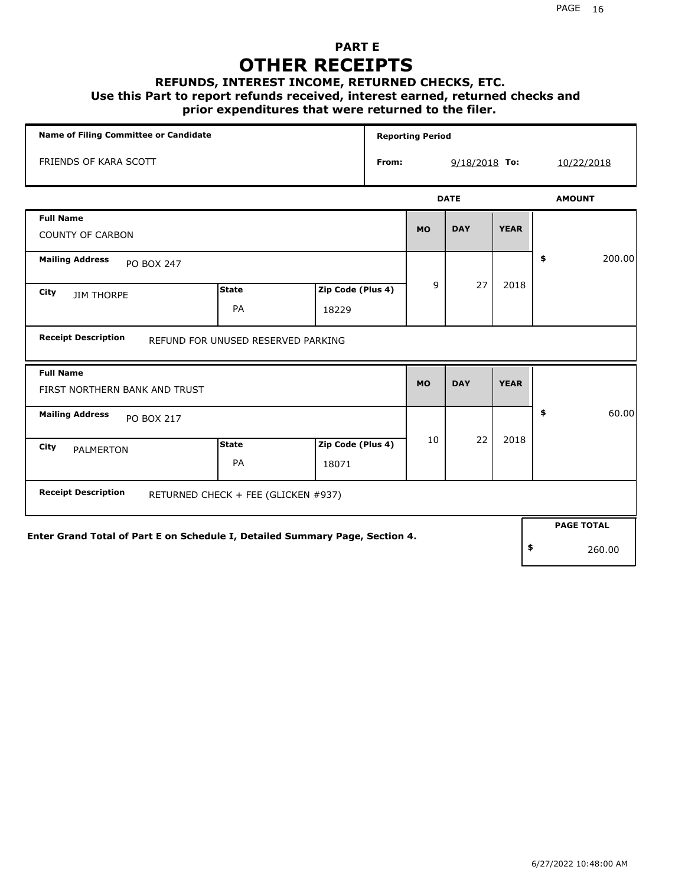# PART E

# OTHER RECEIPTS

### REFUNDS, INTEREST INCOME, RETURNED CHECKS, ETC.

### Use this Part to report refunds received, interest earned, returned checks and prior expenditures that were returned to the filer.

| Name of Filing Committee or Candidate | Reporting Period | | | |
|---|---|---|---|---|
| FRIENDS OF KARA SCOTT | From: | 9/18/2018 | To: | 10/22/2018 |

| Full Name | | | MO | DAY | YEAR | AMOUNT |
|---|---|---|---|---|---|---|
| COUNTY OF CARBON | | | 9 | 27 | 2018 | $ 200.00 |
| **Mailing Address** PO BOX 247 | | | | | | |
| **City** JIM THORPE | **State** PA | **Zip Code (Plus 4)** 18229 | | | | |
| **Receipt Description** REFUND FOR UNUSED RESERVED PARKING | | | | | | |

| Full Name | | | MO | DAY | YEAR | AMOUNT |
|---|---|---|---|---|---|---|
| FIRST NORTHERN BANK AND TRUST | | | 10 | 22 | 2018 | $ 60.00 |
| **Mailing Address** PO BOX 217 | | | | | | |
| **City** PALMERTON | **State** PA | **Zip Code (Plus 4)** 18071 | | | | |
| **Receipt Description** RETURNED CHECK + FEE (GLICKEN #937) | | | | | | |

**Enter Grand Total of Part E on Schedule I, Detailed Summary Page, Section 4.**

| PAGE TOTAL |
|---|
| $ 260.00 |

6/27/2022 10:48:00 AM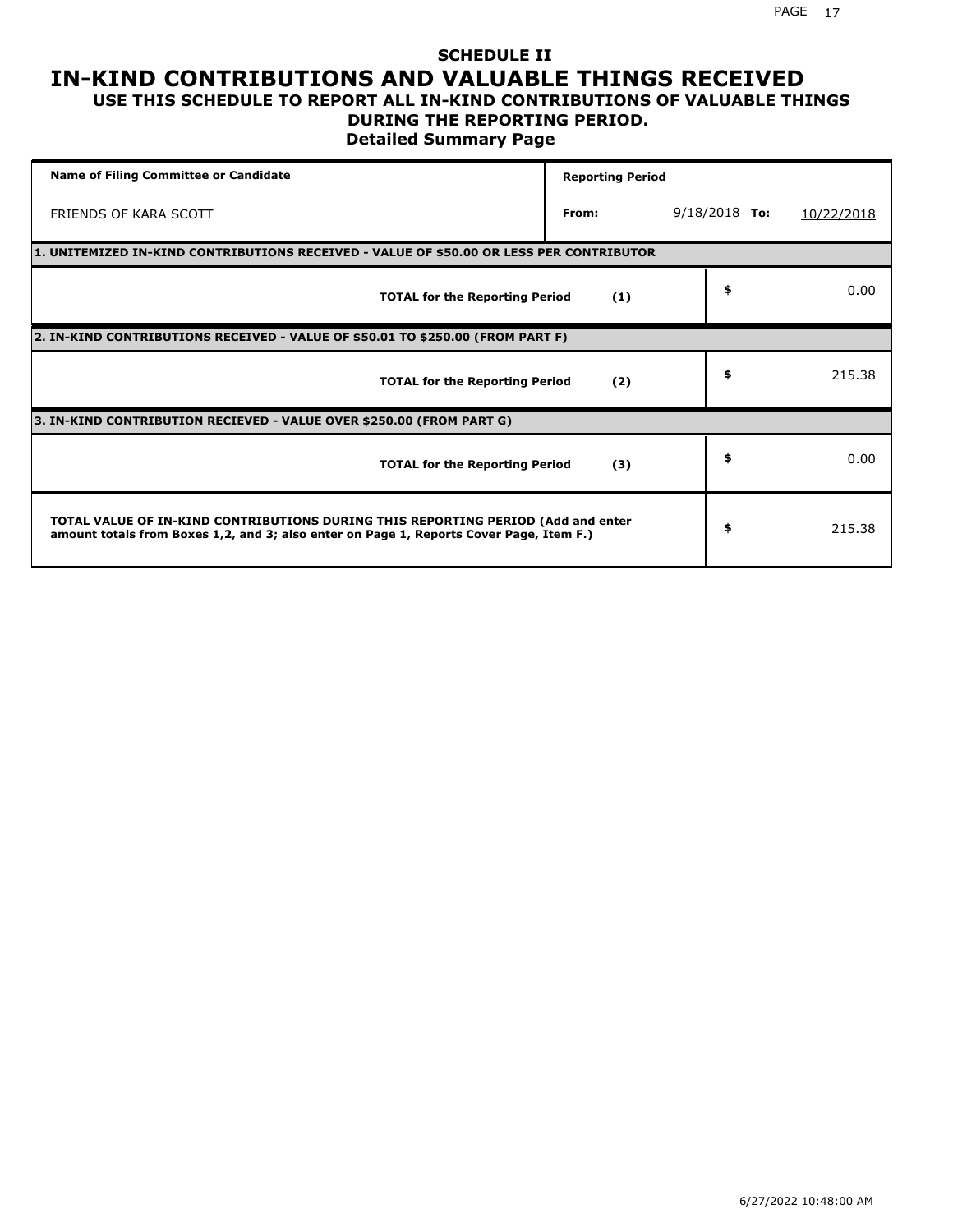## SCHEDULE II

# IN-KIND CONTRIBUTIONS AND VALUABLE THINGS RECEIVED

### USE THIS SCHEDULE TO REPORT ALL IN-KIND CONTRIBUTIONS OF VALUABLE THINGS DURING THE REPORTING PERIOD.

### Detailed Summary Page

| **Name of Filing Committee or Candidate** | **Reporting Period** | | |
|---|---|---|---|
| FRIENDS OF KARA SCOTT | **From:** | 9/18/2018 **To:** | 10/22/2018 |

| | | |
|---|---|---|
| **1. UNITEMIZED IN-KIND CONTRIBUTIONS RECEIVED - VALUE OF $50.00 OR LESS PER CONTRIBUTOR** | | |
| **TOTAL for the Reporting Period** | **(1)** | **$** 0.00 |
| **2. IN-KIND CONTRIBUTIONS RECEIVED - VALUE OF $50.01 TO $250.00 (FROM PART F)** | | |
| **TOTAL for the Reporting Period** | **(2)** | **$** 215.38 |
| **3. IN-KIND CONTRIBUTION RECIEVED - VALUE OVER $250.00 (FROM PART G)** | | |
| **TOTAL for the Reporting Period** | **(3)** | **$** 0.00 |
| **TOTAL VALUE OF IN-KIND CONTRIBUTIONS DURING THIS REPORTING PERIOD (Add and enter amount totals from Boxes 1,2, and 3; also enter on Page 1, Reports Cover Page, Item F.)** | | **$** 215.38 |

6/27/2022 10:48:00 AM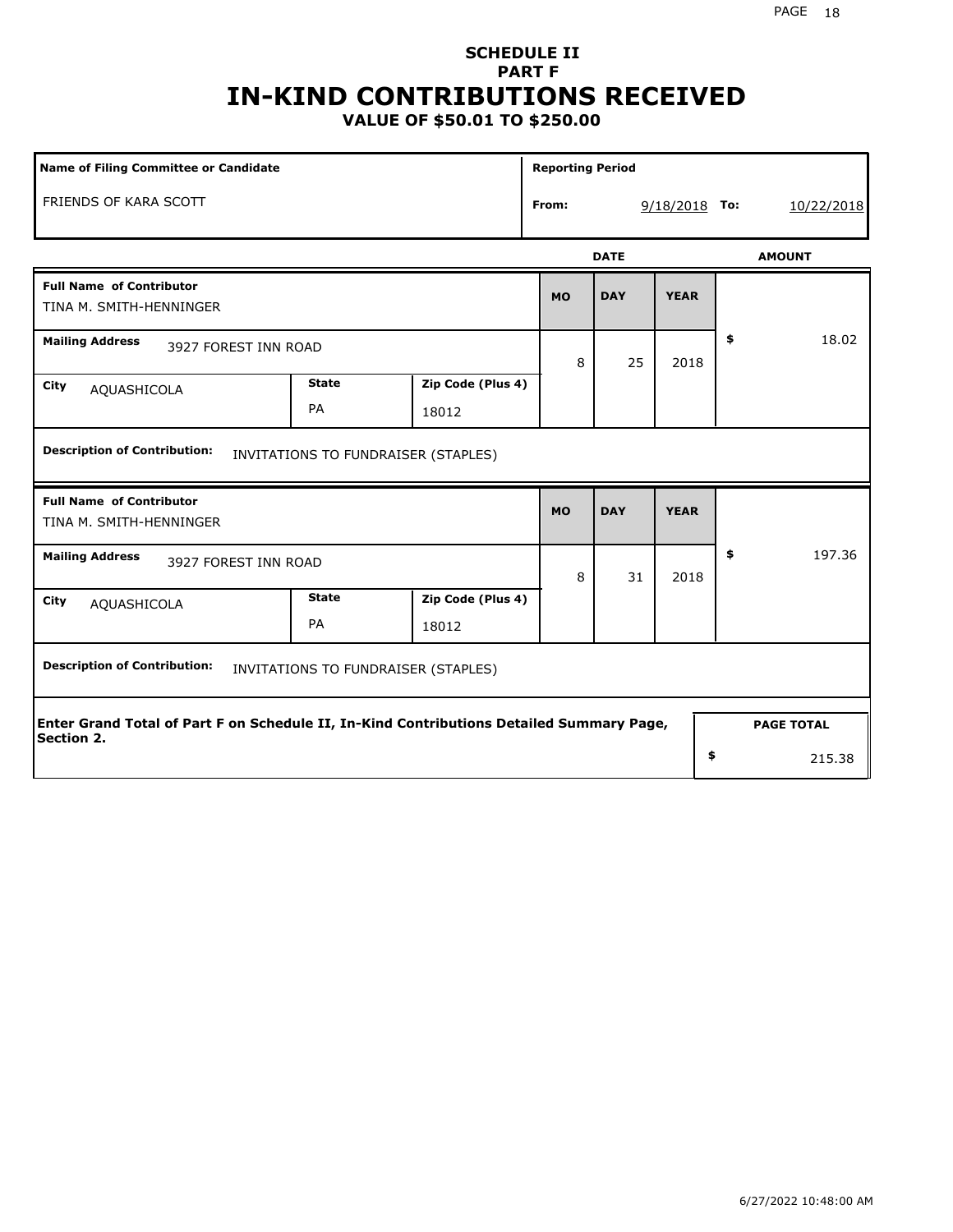# SCHEDULE II
## PART F
# IN-KIND CONTRIBUTIONS RECEIVED
### VALUE OF $50.01 TO $250.00

| Name of Filing Committee or Candidate | Reporting Period |
|---|---|
| FRIENDS OF KARA SCOTT | From: 9/18/2018 To: 10/22/2018 |

| Full Name of Contributor | Mailing Address | City | State | Zip Code (Plus 4) | MO | DAY | YEAR | AMOUNT | Description of Contribution |
|---|---|---|---|---|---|---|---|---|---|
| TINA M. SMITH-HENNINGER | 3927 FOREST INN ROAD | AQUASHICOLA | PA | 18012 | 8 | 25 | 2018 | $ 18.02 | INVITATIONS TO FUNDRAISER (STAPLES) |
| TINA M. SMITH-HENNINGER | 3927 FOREST INN ROAD | AQUASHICOLA | PA | 18012 | 8 | 31 | 2018 | $ 197.36 | INVITATIONS TO FUNDRAISER (STAPLES) |

**Enter Grand Total of Part F on Schedule II, In-Kind Contributions Detailed Summary Page, Section 2.**

**PAGE TOTAL** $ 215.38

6/27/2022 10:48:00 AM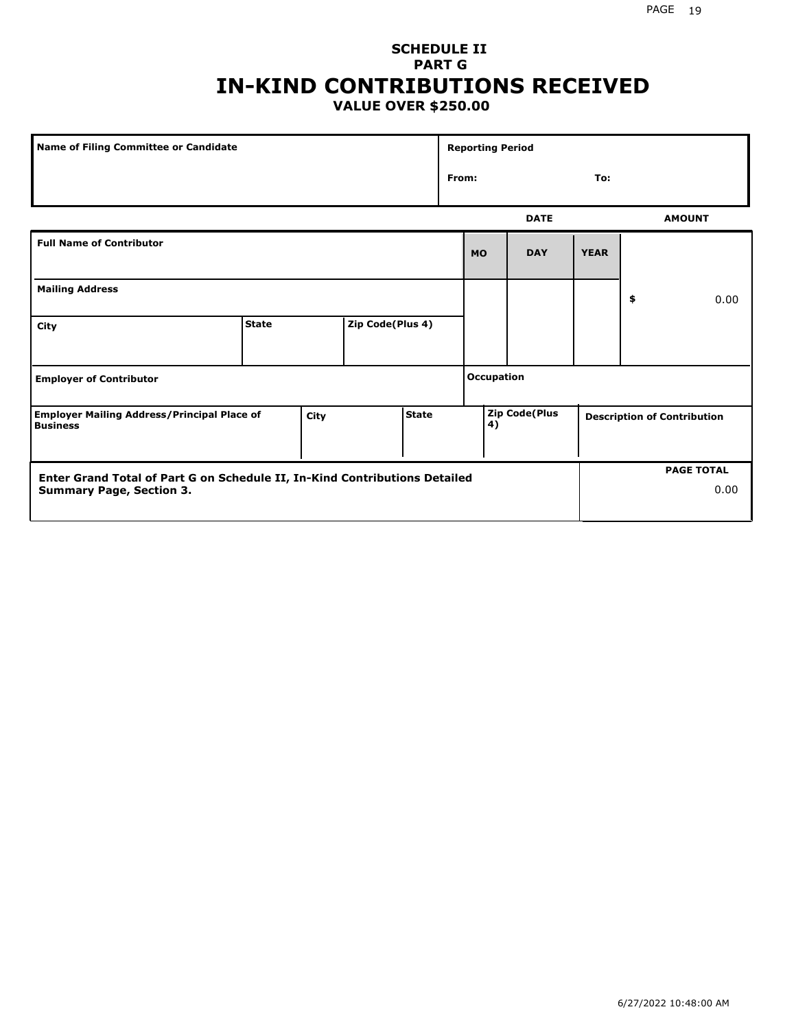## SCHEDULE II
## PART G
# IN-KIND CONTRIBUTIONS RECEIVED
### VALUE OVER $250.00

| Name of Filing Committee or Candidate | Reporting Period |
|---|---|
| | From: To: |

| Full Name of Contributor | | | DATE | | | AMOUNT |
|---|---|---|---|---|---|---|
| | | | MO | DAY | YEAR | |
| Mailing Address | | | | | | $ 0.00 |
| City | State | Zip Code(Plus 4) | | | | |
| Employer of Contributor | | | Occupation | | | |
| Employer Mailing Address/Principal Place of Business | City | State | Zip Code(Plus 4) | | Description of Contribution | |

| Enter Grand Total of Part G on Schedule II, In-Kind Contributions Detailed Summary Page, Section 3. | PAGE TOTAL |
|---|---|
| | 0.00 |

6/27/2022 10:48:00 AM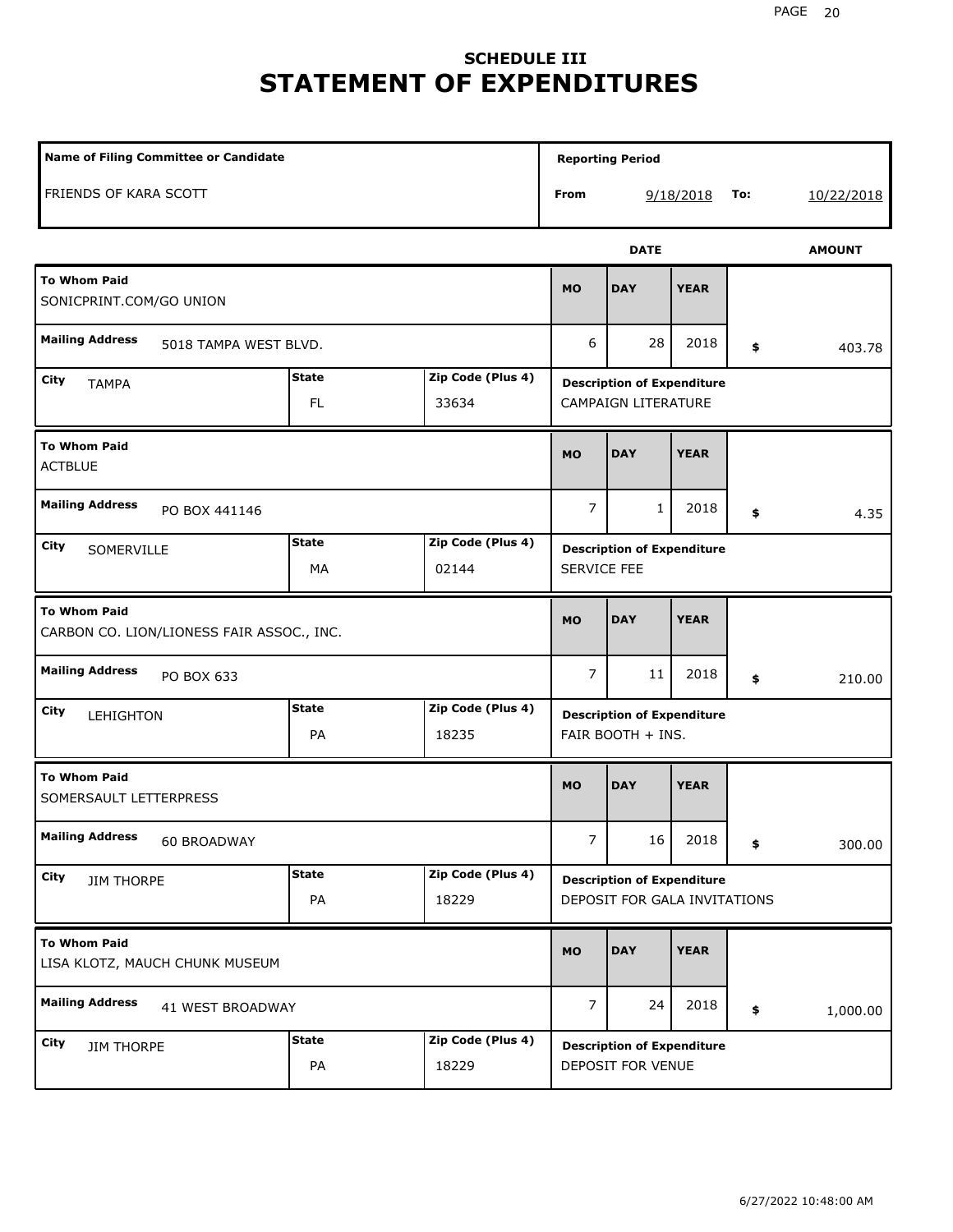# SCHEDULE III
# STATEMENT OF EXPENDITURES

| Name of Filing Committee or Candidate | Reporting Period |
|---|---|
| FRIENDS OF KARA SCOTT | From 9/18/2018 To: 10/22/2018 |

| To Whom Paid | Mailing Address | City | State | Zip Code (Plus 4) | MO | DAY | YEAR | AMOUNT | Description of Expenditure |
|---|---|---|---|---|---|---|---|---|---|
| SONICPRINT.COM/GO UNION | 5018 TAMPA WEST BLVD. | TAMPA | FL | 33634 | 6 | 28 | 2018 | $ 403.78 | CAMPAIGN LITERATURE |
| ACTBLUE | PO BOX 441146 | SOMERVILLE | MA | 02144 | 7 | 1 | 2018 | $ 4.35 | SERVICE FEE |
| CARBON CO. LION/LIONESS FAIR ASSOC., INC. | PO BOX 633 | LEHIGHTON | PA | 18235 | 7 | 11 | 2018 | $ 210.00 | FAIR BOOTH + INS. |
| SOMERSAULT LETTERPRESS | 60 BROADWAY | JIM THORPE | PA | 18229 | 7 | 16 | 2018 | $ 300.00 | DEPOSIT FOR GALA INVITATIONS |
| LISA KLOTZ, MAUCH CHUNK MUSEUM | 41 WEST BROADWAY | JIM THORPE | PA | 18229 | 7 | 24 | 2018 | $ 1,000.00 | DEPOSIT FOR VENUE |

6/27/2022 10:48:00 AM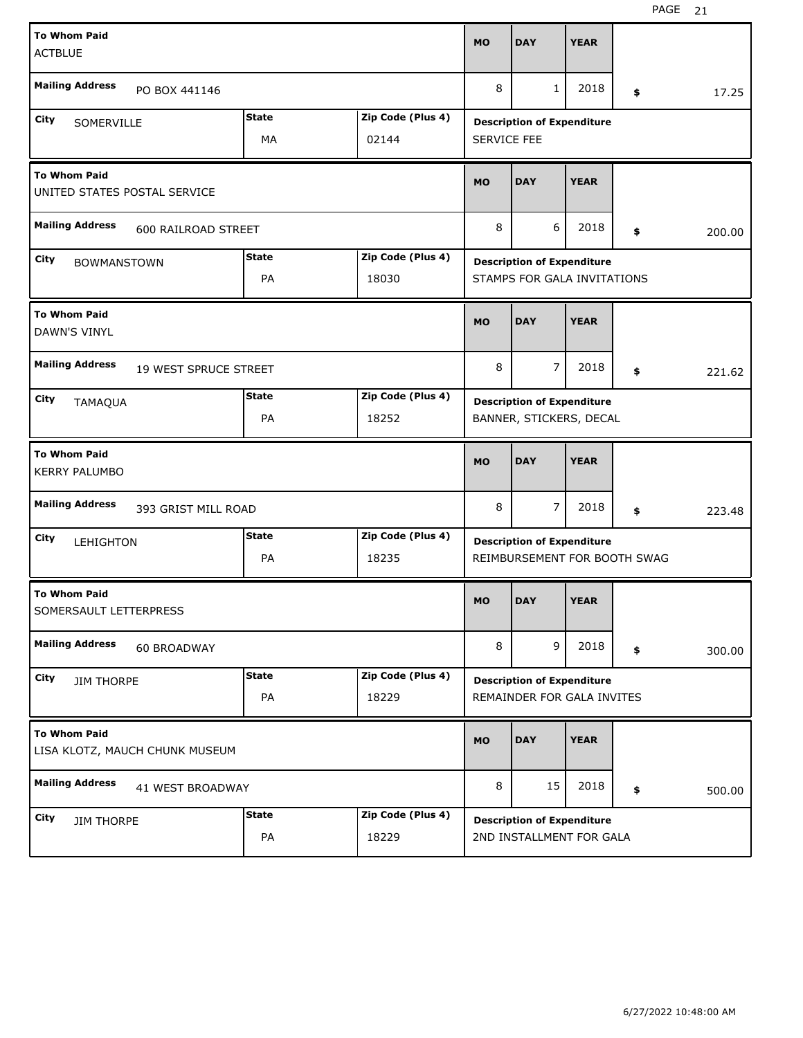| To Whom Paid | Mailing Address | City | State | Zip Code (Plus 4) | MO | DAY | YEAR | $ | Description of Expenditure |
|---|---|---|---|---|---|---|---|---|---|
| ACTBLUE | PO BOX 441146 | SOMERVILLE | MA | 02144 | 8 | 1 | 2018 | 17.25 | SERVICE FEE |
| UNITED STATES POSTAL SERVICE | 600 RAILROAD STREET | BOWMANSTOWN | PA | 18030 | 8 | 6 | 2018 | 200.00 | STAMPS FOR GALA INVITATIONS |
| DAWN'S VINYL | 19 WEST SPRUCE STREET | TAMAQUA | PA | 18252 | 8 | 7 | 2018 | 221.62 | BANNER, STICKERS, DECAL |
| KERRY PALUMBO | 393 GRIST MILL ROAD | LEHIGHTON | PA | 18235 | 8 | 7 | 2018 | 223.48 | REIMBURSEMENT FOR BOOTH SWAG |
| SOMERSAULT LETTERPRESS | 60 BROADWAY | JIM THORPE | PA | 18229 | 8 | 9 | 2018 | 300.00 | REMAINDER FOR GALA INVITES |
| LISA KLOTZ, MAUCH CHUNK MUSEUM | 41 WEST BROADWAY | JIM THORPE | PA | 18229 | 8 | 15 | 2018 | 500.00 | 2ND INSTALLMENT FOR GALA |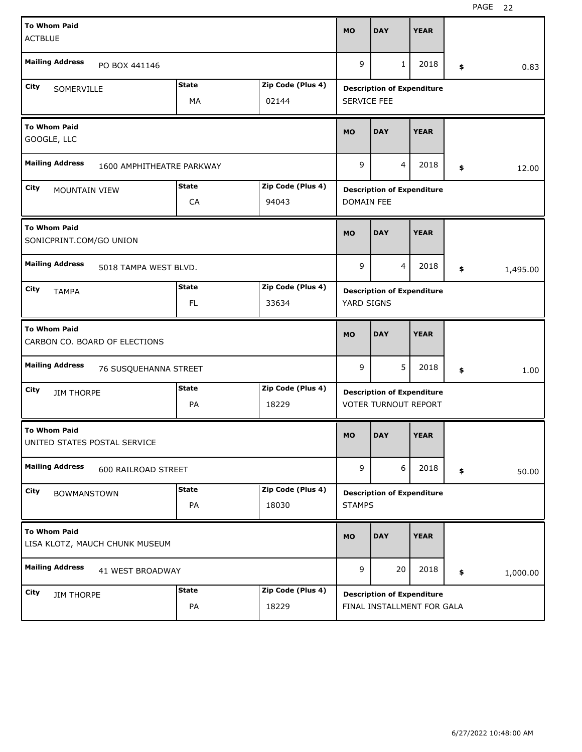| To Whom Paid | Mailing Address | City | State | Zip Code (Plus 4) | MO | DAY | YEAR | Amount | Description of Expenditure |
|---|---|---|---|---|---|---|---|---|---|
| ACTBLUE | PO BOX 441146 | SOMERVILLE | MA | 02144 | 9 | 1 | 2018 | $ 0.83 | SERVICE FEE |
| GOOGLE, LLC | 1600 AMPHITHEATRE PARKWAY | MOUNTAIN VIEW | CA | 94043 | 9 | 4 | 2018 | $ 12.00 | DOMAIN FEE |
| SONICPRINT.COM/GO UNION | 5018 TAMPA WEST BLVD. | TAMPA | FL | 33634 | 9 | 4 | 2018 | $ 1,495.00 | YARD SIGNS |
| CARBON CO. BOARD OF ELECTIONS | 76 SUSQUEHANNA STREET | JIM THORPE | PA | 18229 | 9 | 5 | 2018 | $ 1.00 | VOTER TURNOUT REPORT |
| UNITED STATES POSTAL SERVICE | 600 RAILROAD STREET | BOWMANSTOWN | PA | 18030 | 9 | 6 | 2018 | $ 50.00 | STAMPS |
| LISA KLOTZ, MAUCH CHUNK MUSEUM | 41 WEST BROADWAY | JIM THORPE | PA | 18229 | 9 | 20 | 2018 | $ 1,000.00 | FINAL INSTALLMENT FOR GALA |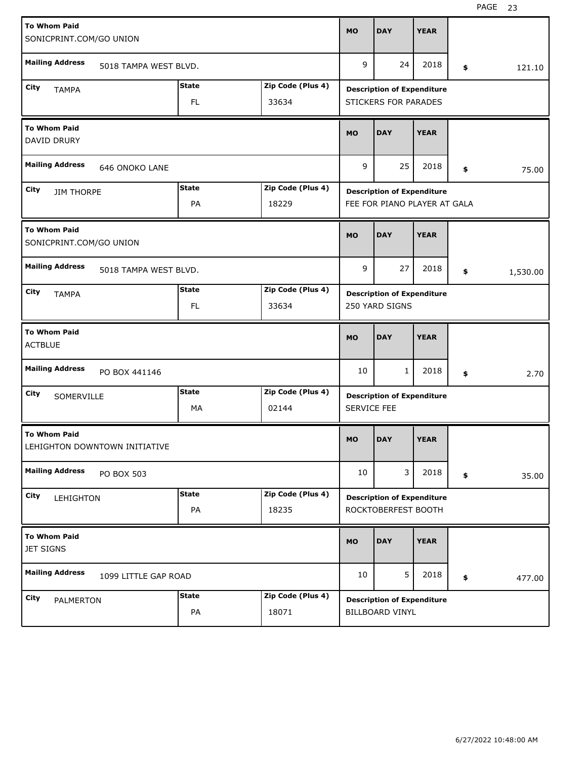| To Whom Paid | Mailing Address | City | State | Zip Code (Plus 4) | MO | DAY | YEAR | $ | Description of Expenditure |
|---|---|---|---|---|---|---|---|---|---|
| SONICPRINT.COM/GO UNION | 5018 TAMPA WEST BLVD. | TAMPA | FL | 33634 | 9 | 24 | 2018 | 121.10 | STICKERS FOR PARADES |
| DAVID DRURY | 646 ONOKO LANE | JIM THORPE | PA | 18229 | 9 | 25 | 2018 | 75.00 | FEE FOR PIANO PLAYER AT GALA |
| SONICPRINT.COM/GO UNION | 5018 TAMPA WEST BLVD. | TAMPA | FL | 33634 | 9 | 27 | 2018 | 1,530.00 | 250 YARD SIGNS |
| ACTBLUE | PO BOX 441146 | SOMERVILLE | MA | 02144 | 10 | 1 | 2018 | 2.70 | SERVICE FEE |
| LEHIGHTON DOWNTOWN INITIATIVE | PO BOX 503 | LEHIGHTON | PA | 18235 | 10 | 3 | 2018 | 35.00 | ROCKTOBERFEST BOOTH |
| JET SIGNS | 1099 LITTLE GAP ROAD | PALMERTON | PA | 18071 | 10 | 5 | 2018 | 477.00 | BILLBOARD VINYL |

6/27/2022 10:48:00 AM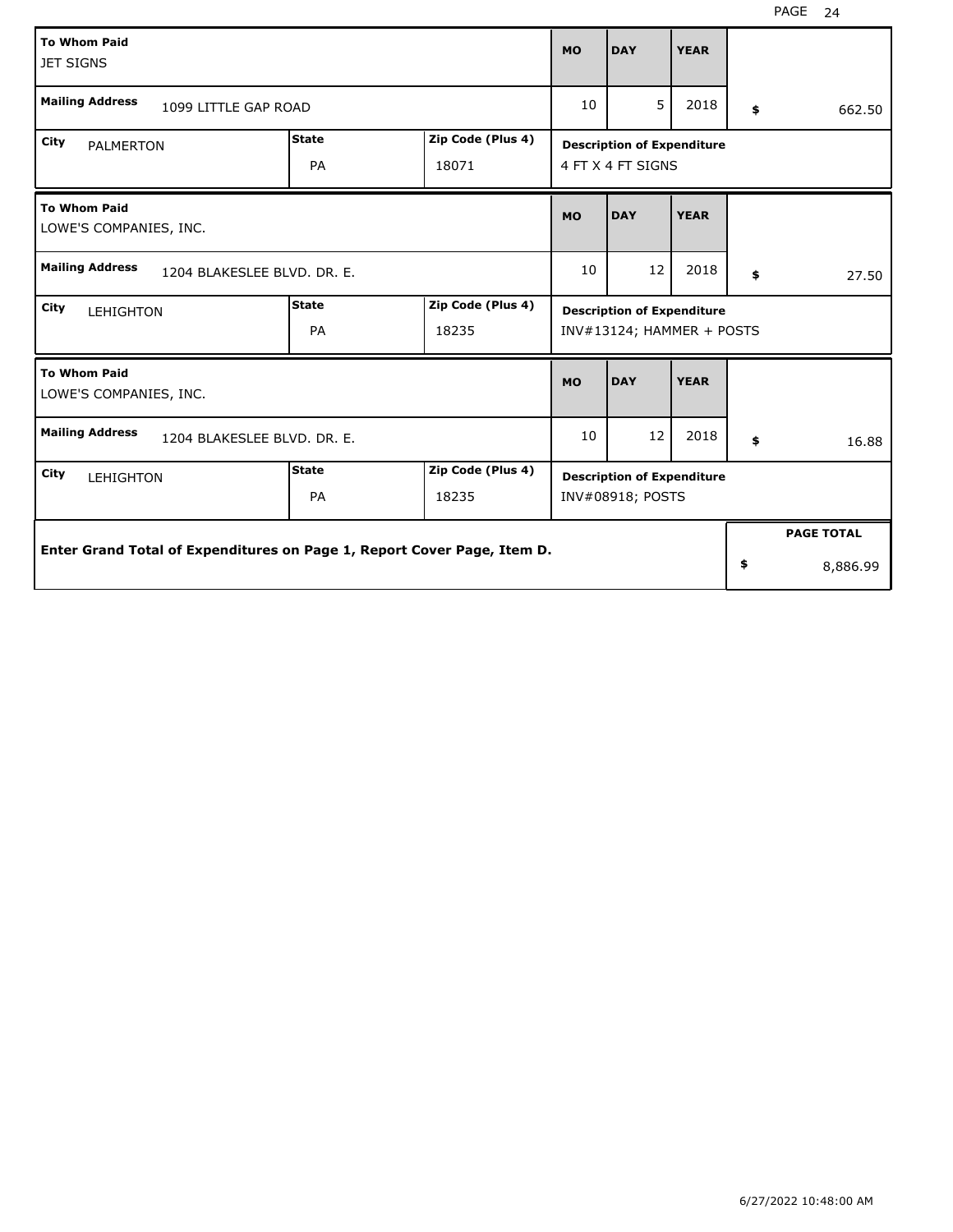| To Whom Paid | | | MO | DAY | YEAR | |
|---|---|---|---|---|---|---|
| JET SIGNS | | | | | | |
| Mailing Address: 1099 LITTLE GAP ROAD | | | 10 | 5 | 2018 | $ 662.50 |
| City: PALMERTON | State: PA | Zip Code (Plus 4): 18071 | Description of Expenditure: 4 FT X 4 FT SIGNS | | | |

| To Whom Paid | | | MO | DAY | YEAR | |
|---|---|---|---|---|---|---|
| LOWE'S COMPANIES, INC. | | | | | | |
| Mailing Address: 1204 BLAKESLEE BLVD. DR. E. | | | 10 | 12 | 2018 | $ 27.50 |
| City: LEHIGHTON | State: PA | Zip Code (Plus 4): 18235 | Description of Expenditure: INV#13124; HAMMER + POSTS | | | |

| To Whom Paid | | | MO | DAY | YEAR | |
|---|---|---|---|---|---|---|
| LOWE'S COMPANIES, INC. | | | | | | |
| Mailing Address: 1204 BLAKESLEE BLVD. DR. E. | | | 10 | 12 | 2018 | $ 16.88 |
| City: LEHIGHTON | State: PA | Zip Code (Plus 4): 18235 | Description of Expenditure: INV#08918; POSTS | | | |

| | PAGE TOTAL |
|---|---|
| **Enter Grand Total of Expenditures on Page 1, Report Cover Page, Item D.** | $ 8,886.99 |

6/27/2022 10:48:00 AM